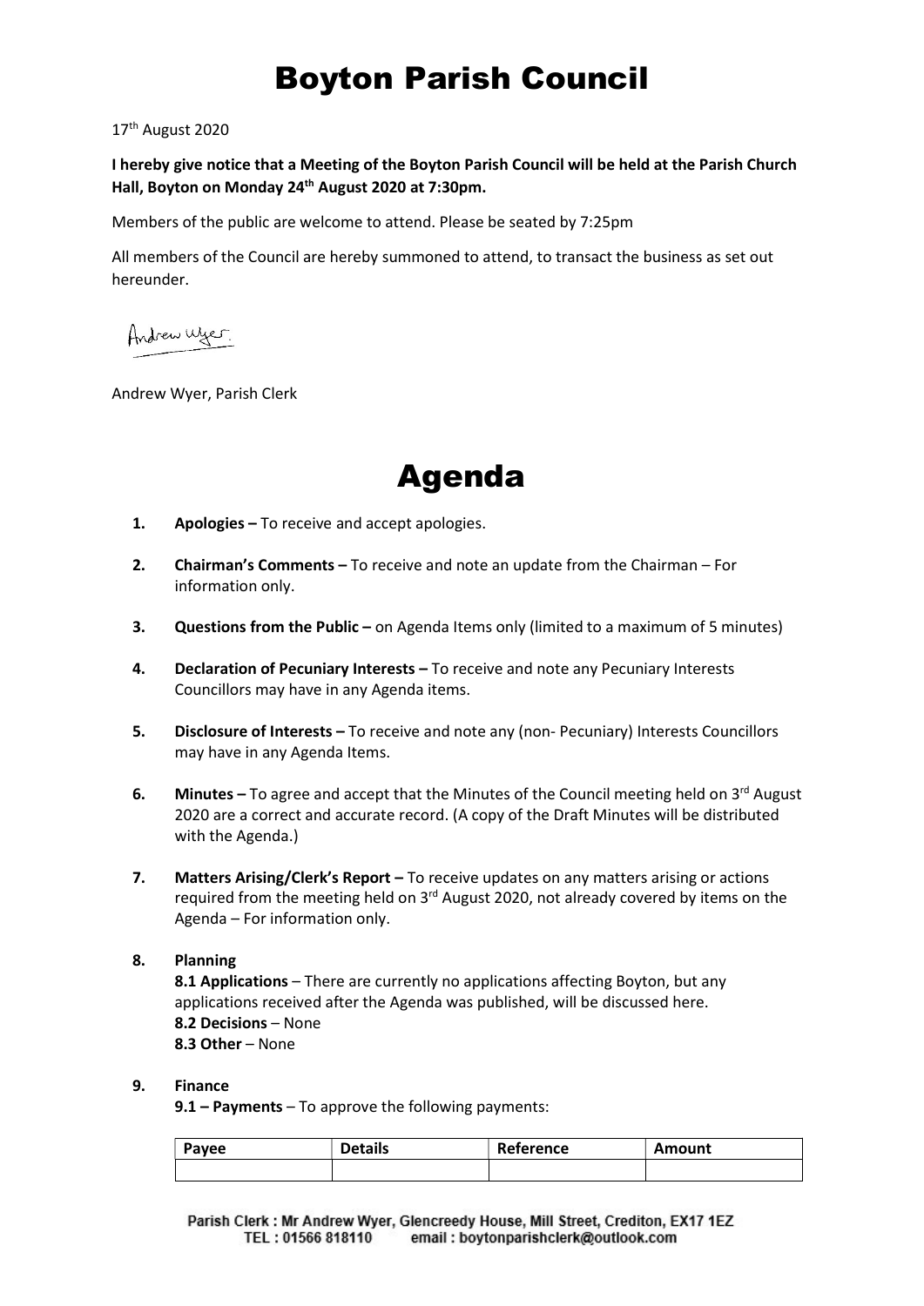# Boyton Parish Council

17th August 2020

**I hereby give notice that a Meeting of the Boyton Parish Council will be held at the Parish Church Hall, Boyton on Monday 24th August 2020 at 7:30pm.**

Members of the public are welcome to attend. Please be seated by 7:25pm

All members of the Council are hereby summoned to attend, to transact the business as set out hereunder.

Andrew Wyer

Andrew Wyer, Parish Clerk

# Agenda

1. **Apologies –** To receive and accept apologies.

2. **Chairman's Comments –** To receive and note an update from the Chairman – For information only.

3. **Questions from the Public –** on Agenda Items only (limited to a maximum of 5 minutes)

4. **Declaration of Pecuniary Interests –** To receive and note any Pecuniary Interests Councillors may have in any Agenda items.

5. **Disclosure of Interests –** To receive and note any (non- Pecuniary) Interests Councillors may have in any Agenda Items.

6. **Minutes –** To agree and accept that the Minutes of the Council meeting held on 3rd August 2020 are a correct and accurate record. (A copy of the Draft Minutes will be distributed with the Agenda.)

7. **Matters Arising/Clerk's Report –** To receive updates on any matters arising or actions required from the meeting held on 3rd August 2020, not already covered by items on the Agenda – For information only.

8. **Planning**

   **8.1 Applications** – There are currently no applications affecting Boyton, but any applications received after the Agenda was published, will be discussed here.
   **8.2 Decisions** – None
   **8.3 Other** – None

9. **Finance**

   **9.1 – Payments** – To approve the following payments:

| Payee | Details | Reference | Amount |
|---|---|---|---|
| | | | |

Parish Clerk : Mr Andrew Wyer, Glencreedy House, Mill Street, Crediton, EX17 1EZ
TEL : 01566 818110 email : boytonparishclerk@outlook.com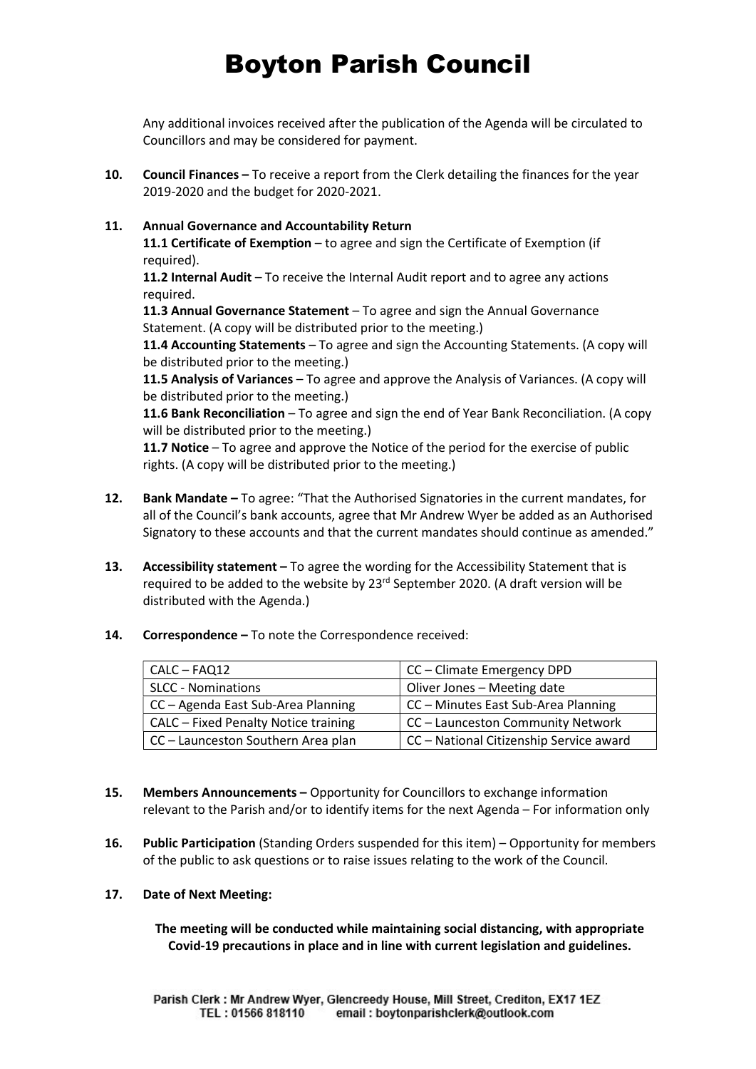# Boyton Parish Council

Any additional invoices received after the publication of the Agenda will be circulated to Councillors and may be considered for payment.

**10. Council Finances –** To receive a report from the Clerk detailing the finances for the year 2019-2020 and the budget for 2020-2021.

**11. Annual Governance and Accountability Return**

**11.1 Certificate of Exemption** – to agree and sign the Certificate of Exemption (if required).

**11.2 Internal Audit** – To receive the Internal Audit report and to agree any actions required.

**11.3 Annual Governance Statement** – To agree and sign the Annual Governance Statement. (A copy will be distributed prior to the meeting.)

**11.4 Accounting Statements** – To agree and sign the Accounting Statements. (A copy will be distributed prior to the meeting.)

**11.5 Analysis of Variances** – To agree and approve the Analysis of Variances. (A copy will be distributed prior to the meeting.)

**11.6 Bank Reconciliation** – To agree and sign the end of Year Bank Reconciliation. (A copy will be distributed prior to the meeting.)

**11.7 Notice** – To agree and approve the Notice of the period for the exercise of public rights. (A copy will be distributed prior to the meeting.)

**12. Bank Mandate –** To agree: "That the Authorised Signatories in the current mandates, for all of the Council's bank accounts, agree that Mr Andrew Wyer be added as an Authorised Signatory to these accounts and that the current mandates should continue as amended."

**13. Accessibility statement –** To agree the wording for the Accessibility Statement that is required to be added to the website by 23rd September 2020. (A draft version will be distributed with the Agenda.)

**14. Correspondence –** To note the Correspondence received:

| | |
|---|---|
| CALC – FAQ12 | CC – Climate Emergency DPD |
| SLCC - Nominations | Oliver Jones – Meeting date |
| CC – Agenda East Sub-Area Planning | CC – Minutes East Sub-Area Planning |
| CALC – Fixed Penalty Notice training | CC – Launceston Community Network |
| CC – Launceston Southern Area plan | CC – National Citizenship Service award |

**15. Members Announcements –** Opportunity for Councillors to exchange information relevant to the Parish and/or to identify items for the next Agenda – For information only

**16. Public Participation** (Standing Orders suspended for this item) – Opportunity for members of the public to ask questions or to raise issues relating to the work of the Council.

**17. Date of Next Meeting:**

**The meeting will be conducted while maintaining social distancing, with appropriate Covid-19 precautions in place and in line with current legislation and guidelines.**

Parish Clerk : Mr Andrew Wyer, Glencreedy House, Mill Street, Crediton, EX17 1EZ
TEL : 01566 818110 email : boytonparishclerk@outlook.com